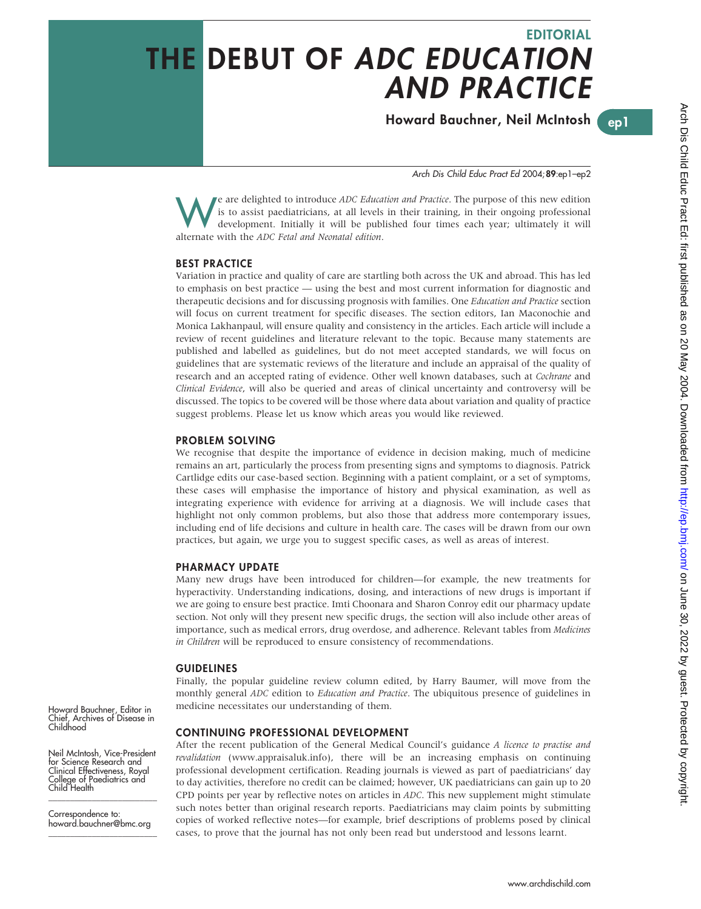EDITORIAL

# THE DEBUT OF *ADC EDUCATION AND PRACTICE*

**Howard Bauchner, Neil McIntosh**

Howard Bauchner, Editor in Chief, Archives of Disease in Childhood

Neil McIntosh, Vice-President for Science Research and Clinical Effectiveness, Royal College of Paediatrics and Child Health

Correspondence to: howard.bauchner@bmc.org

We are delighted to introduce *ADC Education and Practice*. The purpose of this new edition is to assist paediatricians, at all levels in their training, in their ongoing professional development. Initially it will be published four times each year; ultimately it will alternate with the *ADC Fetal and Neonatal edition*.

## BEST PRACTICE

Variation in practice and quality of care are startling both across the UK and abroad. This has led to emphasis on best practice — using the best and most current information for diagnostic and therapeutic decisions and for discussing prognosis with families. One *Education and Practice* section will focus on current treatment for specific diseases. The section editors, Ian Maconochie and Monica Lakhanpaul, will ensure quality and consistency in the articles. Each article will include a review of recent guidelines and literature relevant to the topic. Because many statements are published and labelled as guidelines, but do not meet accepted standards, we will focus on guidelines that are systematic reviews of the literature and include an appraisal of the quality of research and an accepted rating of evidence. Other well known databases, such at *Cochrane* and *Clinical Evidence*, will also be queried and areas of clinical uncertainty and controversy will be discussed. The topics to be covered will be those where data about variation and quality of practice suggest problems. Please let us know which areas you would like reviewed.

## PROBLEM SOLVING

We recognise that despite the importance of evidence in decision making, much of medicine remains an art, particularly the process from presenting signs and symptoms to diagnosis. Patrick Cartlidge edits our case-based section. Beginning with a patient complaint, or a set of symptoms, these cases will emphasise the importance of history and physical examination, as well as integrating experience with evidence for arriving at a diagnosis. We will include cases that highlight not only common problems, but also those that address more contemporary issues, including end of life decisions and culture in health care. The cases will be drawn from our own practices, but again, we urge you to suggest specific cases, as well as areas of interest.

## PHARMACY UPDATE

Many new drugs have been introduced for children—for example, the new treatments for hyperactivity. Understanding indications, dosing, and interactions of new drugs is important if we are going to ensure best practice. Imti Choonara and Sharon Conroy edit our pharmacy update section. Not only will they present new specific drugs, the section will also include other areas of importance, such as medical errors, drug overdose, and adherence. Relevant tables from *Medicines in Children* will be reproduced to ensure consistency of recommendations.

## GUIDELINES

Finally, the popular guideline review column edited, by Harry Baumer, will move from the monthly general *ADC* edition to *Education and Practice*. The ubiquitous presence of guidelines in medicine necessitates our understanding of them.

## CONTINUING PROFESSIONAL DEVELOPMENT

After the recent publication of the General Medical Council's guidance *A licence to practise and revalidation* (www.appraisaluk.info), there will be an increasing emphasis on continuing professional development certification. Reading journals is viewed as part of paediatricians' day to day activities, therefore no credit can be claimed; however, UK paediatricians can gain up to 20 CPD points per year by reflective notes on articles in *ADC*. This new supplement might stimulate such notes better than original research reports. Paediatricians may claim points by submitting copies of worked reflective notes—for example, brief descriptions of problems posed by clinical cases, to prove that the journal has not only been read but understood and lessons learnt.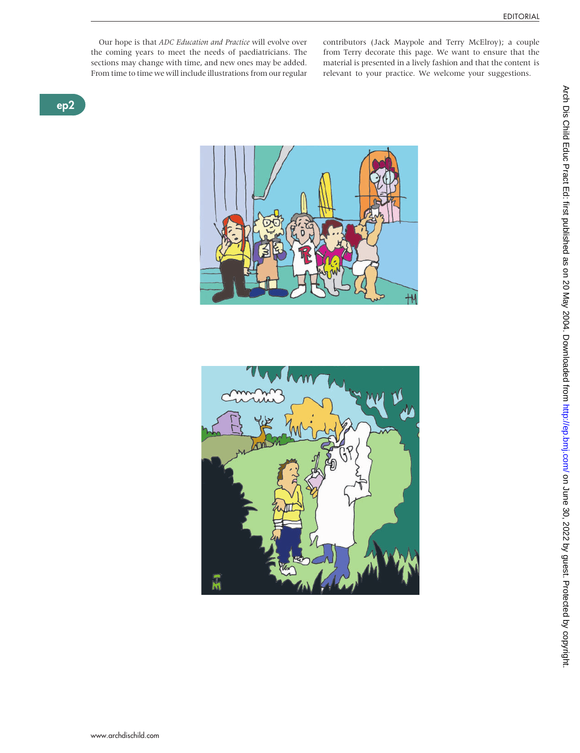Our hope is that *ADC Education and Practice* will evolve over the coming years to meet the needs of paediatricians. The sections may change with time, and new ones may be added. From time to time we will include illustrations from our regular contributors (Jack Maypole and Terry McElroy); a couple from Terry decorate this page. We want to ensure that the material is presented in a lively fashion and that the content is relevant to your practice. We welcome your suggestions.